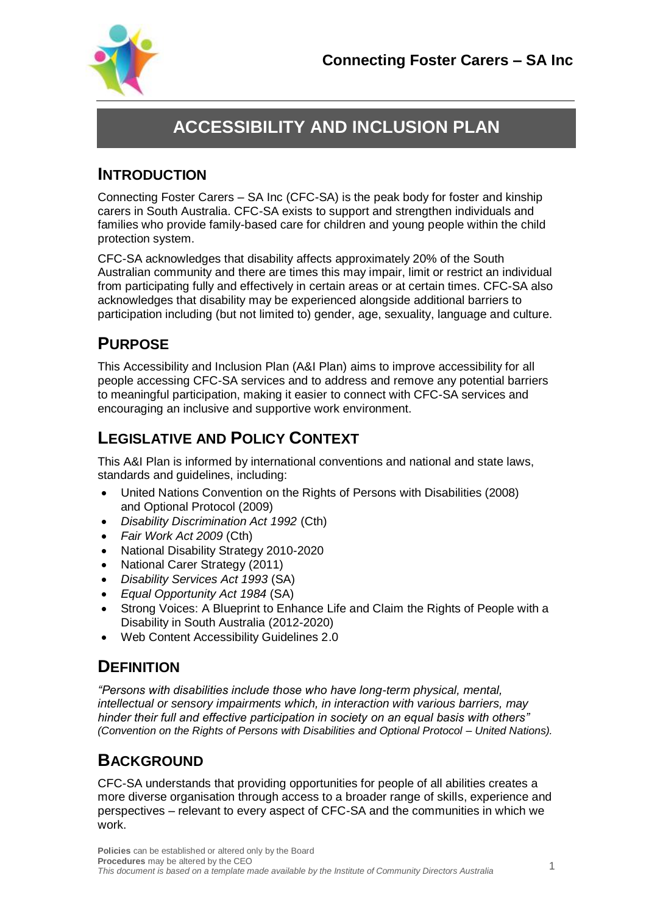# Connecting Foster Carers – SA Inc

# ACCESSIBILITY AND INCLUSION PLAN

## INTRODUCTION

Connecting Foster Carers – SA Inc (CFC-SA) is the peak body for foster and kinship carers in South Australia. CFC-SA exists to support and strengthen individuals and families who provide family-based care for children and young people within the child protection system.

CFC-SA acknowledges that disability affects approximately 20% of the South Australian community and there are times this may impair, limit or restrict an individual from participating fully and effectively in certain areas or at certain times. CFC-SA also acknowledges that disability may be experienced alongside additional barriers to participation including (but not limited to) gender, age, sexuality, language and culture.

## PURPOSE

This Accessibility and Inclusion Plan (A&I Plan) aims to improve accessibility for all people accessing CFC-SA services and to address and remove any potential barriers to meaningful participation, making it easier to connect with CFC-SA services and encouraging an inclusive and supportive work environment.

## LEGISLATIVE AND POLICY CONTEXT

This A&I Plan is informed by international conventions and national and state laws, standards and guidelines, including:

- United Nations Convention on the Rights of Persons with Disabilities (2008) and Optional Protocol (2009)
- *Disability Discrimination Act 1992* (Cth)
- *Fair Work Act 2009* (Cth)
- National Disability Strategy 2010-2020
- National Carer Strategy (2011)
- *Disability Services Act 1993* (SA)
- *Equal Opportunity Act 1984* (SA)
- Strong Voices: A Blueprint to Enhance Life and Claim the Rights of People with a Disability in South Australia (2012-2020)
- Web Content Accessibility Guidelines 2.0

## DEFINITION

*"Persons with disabilities include those who have long-term physical, mental, intellectual or sensory impairments which, in interaction with various barriers, may hinder their full and effective participation in society on an equal basis with others"* *(Convention on the Rights of Persons with Disabilities and Optional Protocol – United Nations).*

## BACKGROUND

CFC-SA understands that providing opportunities for people of all abilities creates a more diverse organisation through access to a broader range of skills, experience and perspectives – relevant to every aspect of CFC-SA and the communities in which we work.

**Policies** can be established or altered only by the Board
**Procedures** may be altered by the CEO
*This document is based on a template made available by the Institute of Community Directors Australia*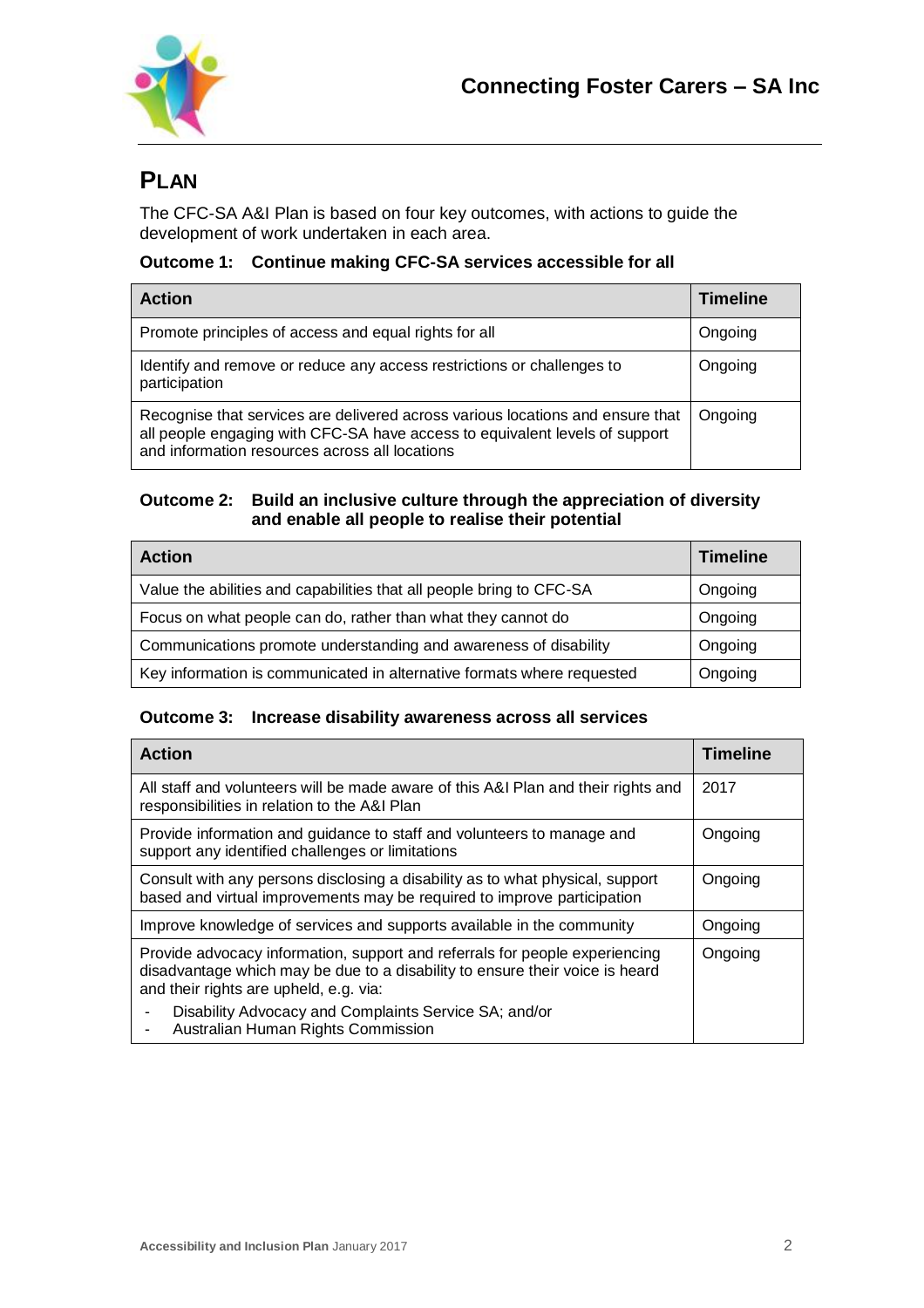## PLAN

The CFC-SA A&I Plan is based on four key outcomes, with actions to guide the development of work undertaken in each area.

**Outcome 1: Continue making CFC-SA services accessible for all**

| Action | Timeline |
|---|---|
| Promote principles of access and equal rights for all | Ongoing |
| Identify and remove or reduce any access restrictions or challenges to participation | Ongoing |
| Recognise that services are delivered across various locations and ensure that all people engaging with CFC-SA have access to equivalent levels of support and information resources across all locations | Ongoing |

**Outcome 2: Build an inclusive culture through the appreciation of diversity and enable all people to realise their potential**

| Action | Timeline |
|---|---|
| Value the abilities and capabilities that all people bring to CFC-SA | Ongoing |
| Focus on what people can do, rather than what they cannot do | Ongoing |
| Communications promote understanding and awareness of disability | Ongoing |
| Key information is communicated in alternative formats where requested | Ongoing |

**Outcome 3: Increase disability awareness across all services**

| Action | Timeline |
|---|---|
| All staff and volunteers will be made aware of this A&I Plan and their rights and responsibilities in relation to the A&I Plan | 2017 |
| Provide information and guidance to staff and volunteers to manage and support any identified challenges or limitations | Ongoing |
| Consult with any persons disclosing a disability as to what physical, support based and virtual improvements may be required to improve participation | Ongoing |
| Improve knowledge of services and supports available in the community | Ongoing |
| Provide advocacy information, support and referrals for people experiencing disadvantage which may be due to a disability to ensure their voice is heard and their rights are upheld, e.g. via:<br>- Disability Advocacy and Complaints Service SA; and/or<br>- Australian Human Rights Commission | Ongoing |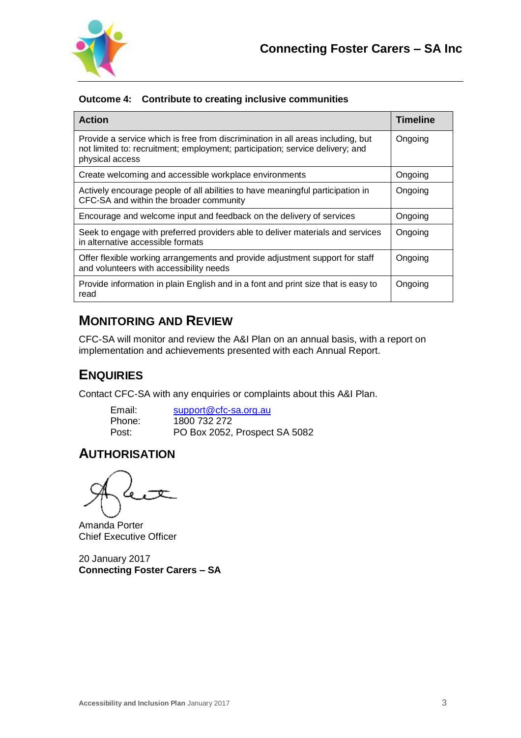### Outcome 4: Contribute to creating inclusive communities

| Action | Timeline |
|---|---|
| Provide a service which is free from discrimination in all areas including, but not limited to: recruitment; employment; participation; service delivery; and physical access | Ongoing |
| Create welcoming and accessible workplace environments | Ongoing |
| Actively encourage people of all abilities to have meaningful participation in CFC-SA and within the broader community | Ongoing |
| Encourage and welcome input and feedback on the delivery of services | Ongoing |
| Seek to engage with preferred providers able to deliver materials and services in alternative accessible formats | Ongoing |
| Offer flexible working arrangements and provide adjustment support for staff and volunteers with accessibility needs | Ongoing |
| Provide information in plain English and in a font and print size that is easy to read | Ongoing |

## Monitoring and Review

CFC-SA will monitor and review the A&I Plan on an annual basis, with a report on implementation and achievements presented with each Annual Report.

## Enquiries

Contact CFC-SA with any enquiries or complaints about this A&I Plan.

Email: support@cfc-sa.org.au
Phone: 1800 732 272
Post: PO Box 2052, Prospect SA 5082

## Authorisation

Amanda Porter
Chief Executive Officer

20 January 2017
**Connecting Foster Carers – SA**